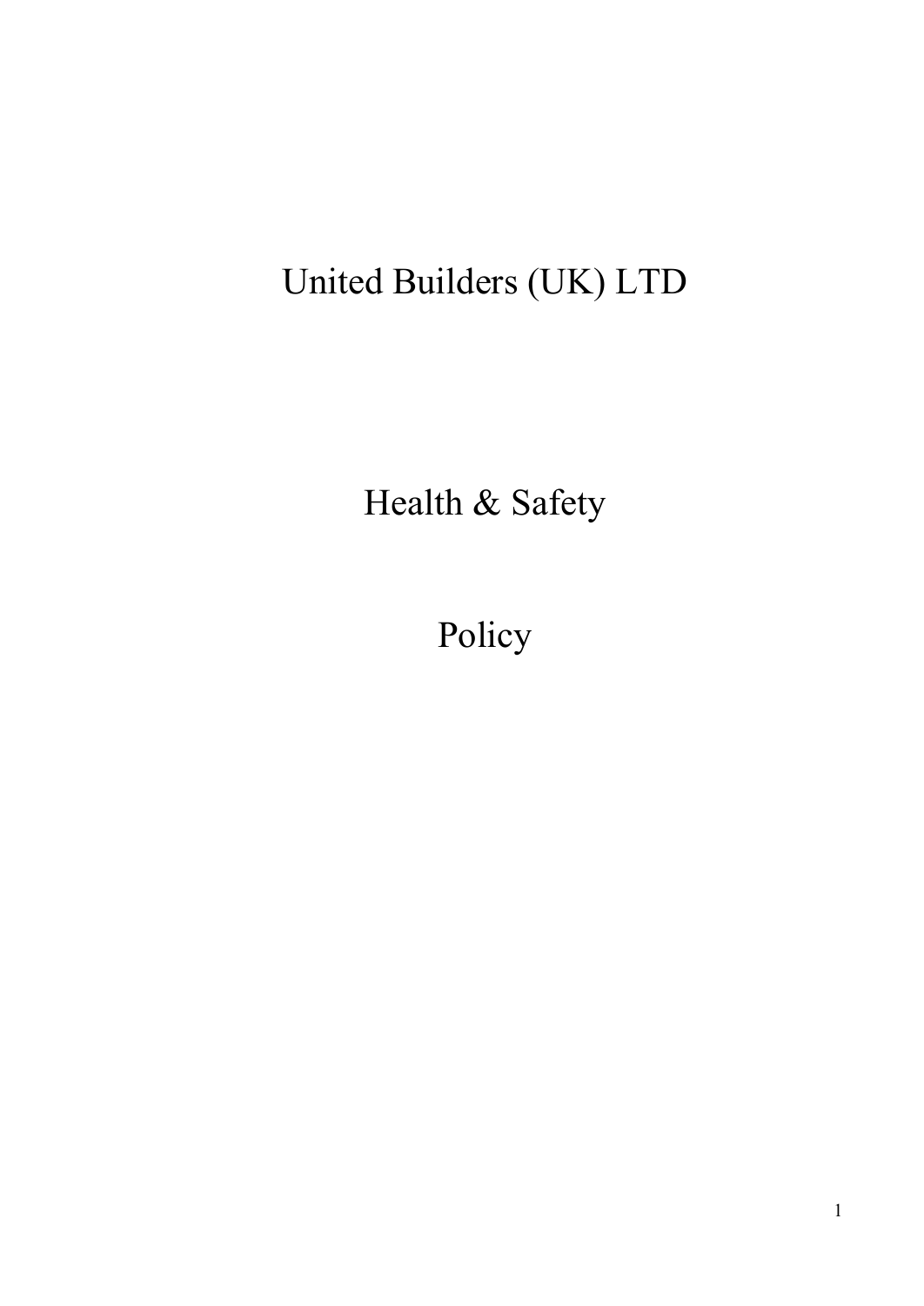# United Builders (UK) LTD

# Health & Safety

# Policy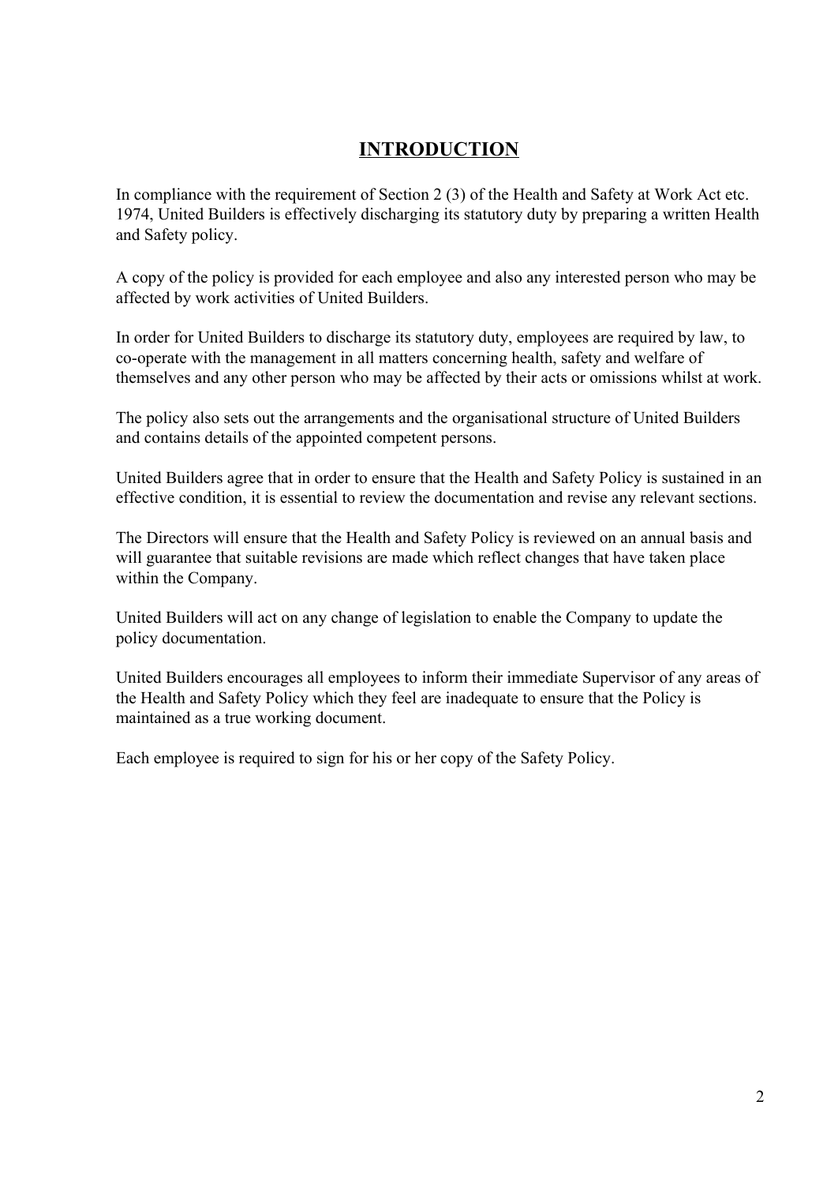# INTRODUCTION

In compliance with the requirement of Section 2 (3) of the Health and Safety at Work Act etc. 1974, United Builders is effectively discharging its statutory duty by preparing a written Health and Safety policy.

A copy of the policy is provided for each employee and also any interested person who may be affected by work activities of United Builders.

In order for United Builders to discharge its statutory duty, employees are required by law, to co-operate with the management in all matters concerning health, safety and welfare of themselves and any other person who may be affected by their acts or omissions whilst at work.

The policy also sets out the arrangements and the organisational structure of United Builders and contains details of the appointed competent persons.

United Builders agree that in order to ensure that the Health and Safety Policy is sustained in an effective condition, it is essential to review the documentation and revise any relevant sections.

The Directors will ensure that the Health and Safety Policy is reviewed on an annual basis and will guarantee that suitable revisions are made which reflect changes that have taken place within the Company.

United Builders will act on any change of legislation to enable the Company to update the policy documentation.

United Builders encourages all employees to inform their immediate Supervisor of any areas of the Health and Safety Policy which they feel are inadequate to ensure that the Policy is maintained as a true working document.

Each employee is required to sign for his or her copy of the Safety Policy.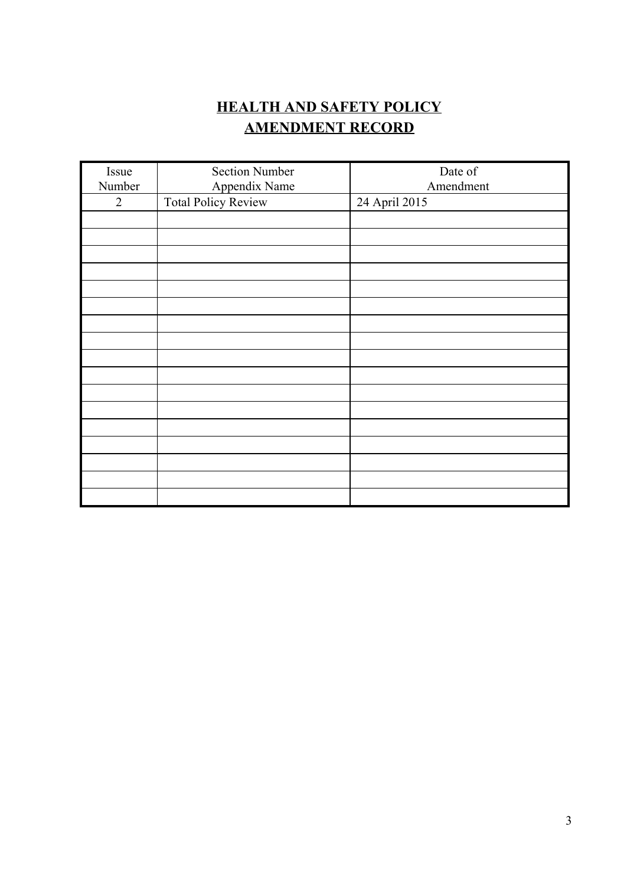# HEALTH AND SAFETY POLICY
# AMENDMENT RECORD

| Issue Number | Section Number Appendix Name | Date of Amendment |
|---|---|---|
| 2 | Total Policy Review | 24 April 2015 |
| | | |
| | | |
| | | |
| | | |
| | | |
| | | |
| | | |
| | | |
| | | |
| | | |
| | | |
| | | |
| | | |
| | | |
| | | |
| | | |
| | | |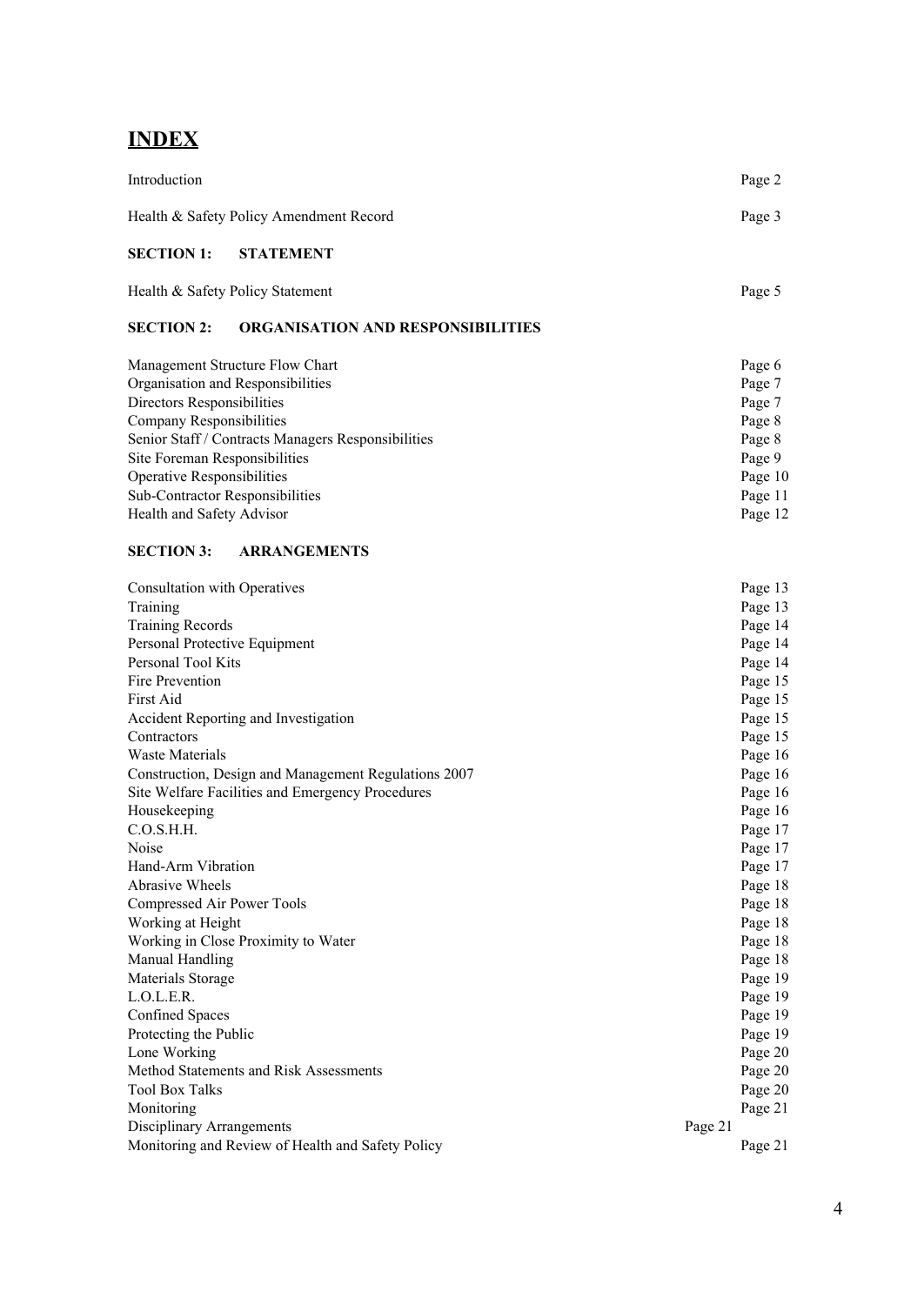# INDEX

| | |
|---|---|
| Introduction | Page 2 |
| Health & Safety Policy Amendment Record | Page 3 |

**SECTION 1: STATEMENT**

| | |
|---|---|
| Health & Safety Policy Statement | Page 5 |

**SECTION 2: ORGANISATION AND RESPONSIBILITIES**

| | |
|---|---|
| Management Structure Flow Chart | Page 6 |
| Organisation and Responsibilities | Page 7 |
| Directors Responsibilities | Page 7 |
| Company Responsibilities | Page 8 |
| Senior Staff / Contracts Managers Responsibilities | Page 8 |
| Site Foreman Responsibilities | Page 9 |
| Operative Responsibilities | Page 10 |
| Sub-Contractor Responsibilities | Page 11 |
| Health and Safety Advisor | Page 12 |

**SECTION 3: ARRANGEMENTS**

| | |
|---|---|
| Consultation with Operatives | Page 13 |
| Training | Page 13 |
| Training Records | Page 14 |
| Personal Protective Equipment | Page 14 |
| Personal Tool Kits | Page 14 |
| Fire Prevention | Page 15 |
| First Aid | Page 15 |
| Accident Reporting and Investigation | Page 15 |
| Contractors | Page 15 |
| Waste Materials | Page 16 |
| Construction, Design and Management Regulations 2007 | Page 16 |
| Site Welfare Facilities and Emergency Procedures | Page 16 |
| Housekeeping | Page 16 |
| C.O.S.H.H. | Page 17 |
| Noise | Page 17 |
| Hand-Arm Vibration | Page 17 |
| Abrasive Wheels | Page 18 |
| Compressed Air Power Tools | Page 18 |
| Working at Height | Page 18 |
| Working in Close Proximity to Water | Page 18 |
| Manual Handling | Page 18 |
| Materials Storage | Page 19 |
| L.O.L.E.R. | Page 19 |
| Confined Spaces | Page 19 |
| Protecting the Public | Page 19 |
| Lone Working | Page 20 |
| Method Statements and Risk Assessments | Page 20 |
| Tool Box Talks | Page 20 |
| Monitoring | Page 21 |
| Disciplinary Arrangements | Page 21 |
| Monitoring and Review of Health and Safety Policy | Page 21 |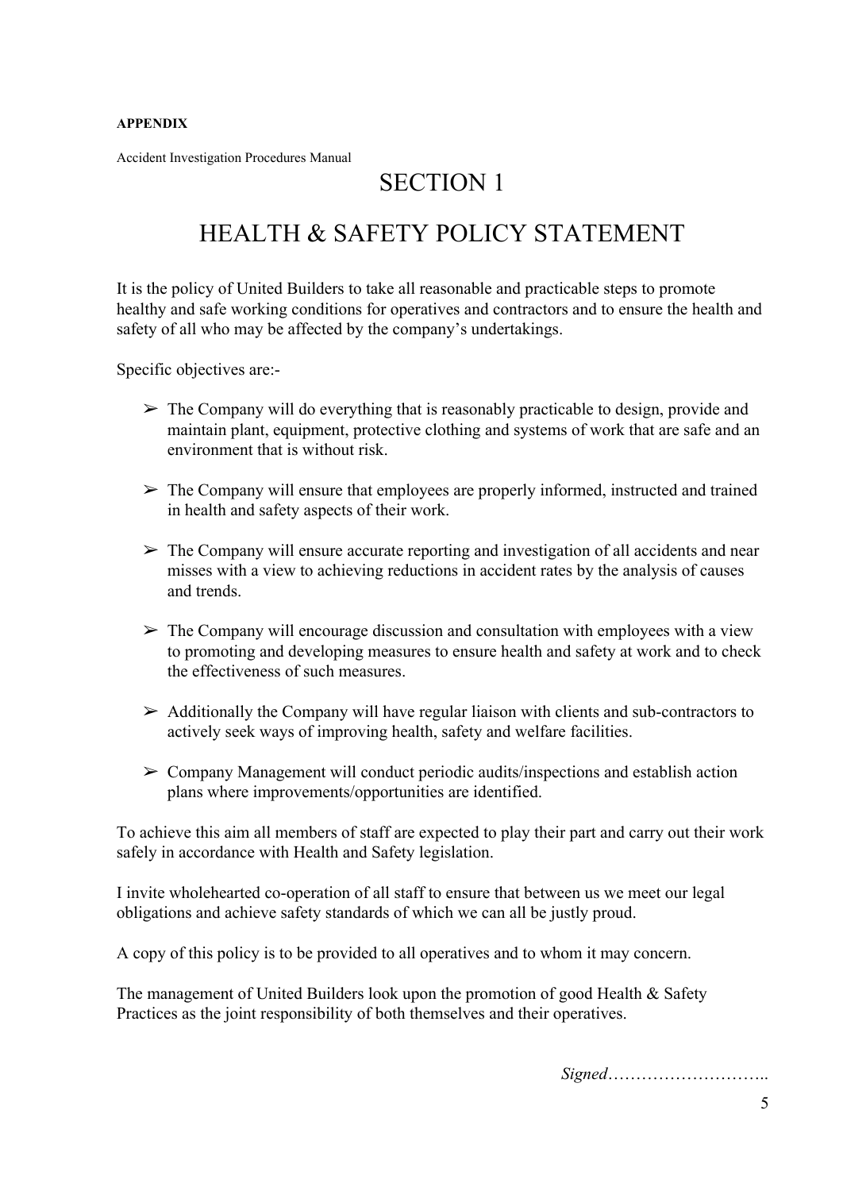**APPENDIX**

Accident Investigation Procedures Manual

# SECTION 1

# HEALTH & SAFETY POLICY STATEMENT

It is the policy of United Builders to take all reasonable and practicable steps to promote healthy and safe working conditions for operatives and contractors and to ensure the health and safety of all who may be affected by the company's undertakings.

Specific objectives are:-

- The Company will do everything that is reasonably practicable to design, provide and maintain plant, equipment, protective clothing and systems of work that are safe and an environment that is without risk.
- The Company will ensure that employees are properly informed, instructed and trained in health and safety aspects of their work.
- The Company will ensure accurate reporting and investigation of all accidents and near misses with a view to achieving reductions in accident rates by the analysis of causes and trends.
- The Company will encourage discussion and consultation with employees with a view to promoting and developing measures to ensure health and safety at work and to check the effectiveness of such measures.
- Additionally the Company will have regular liaison with clients and sub-contractors to actively seek ways of improving health, safety and welfare facilities.
- Company Management will conduct periodic audits/inspections and establish action plans where improvements/opportunities are identified.

To achieve this aim all members of staff are expected to play their part and carry out their work safely in accordance with Health and Safety legislation.

I invite wholehearted co-operation of all staff to ensure that between us we meet our legal obligations and achieve safety standards of which we can all be justly proud.

A copy of this policy is to be provided to all operatives and to whom it may concern.

The management of United Builders look upon the promotion of good Health & Safety Practices as the joint responsibility of both themselves and their operatives.

*Signed*………………………..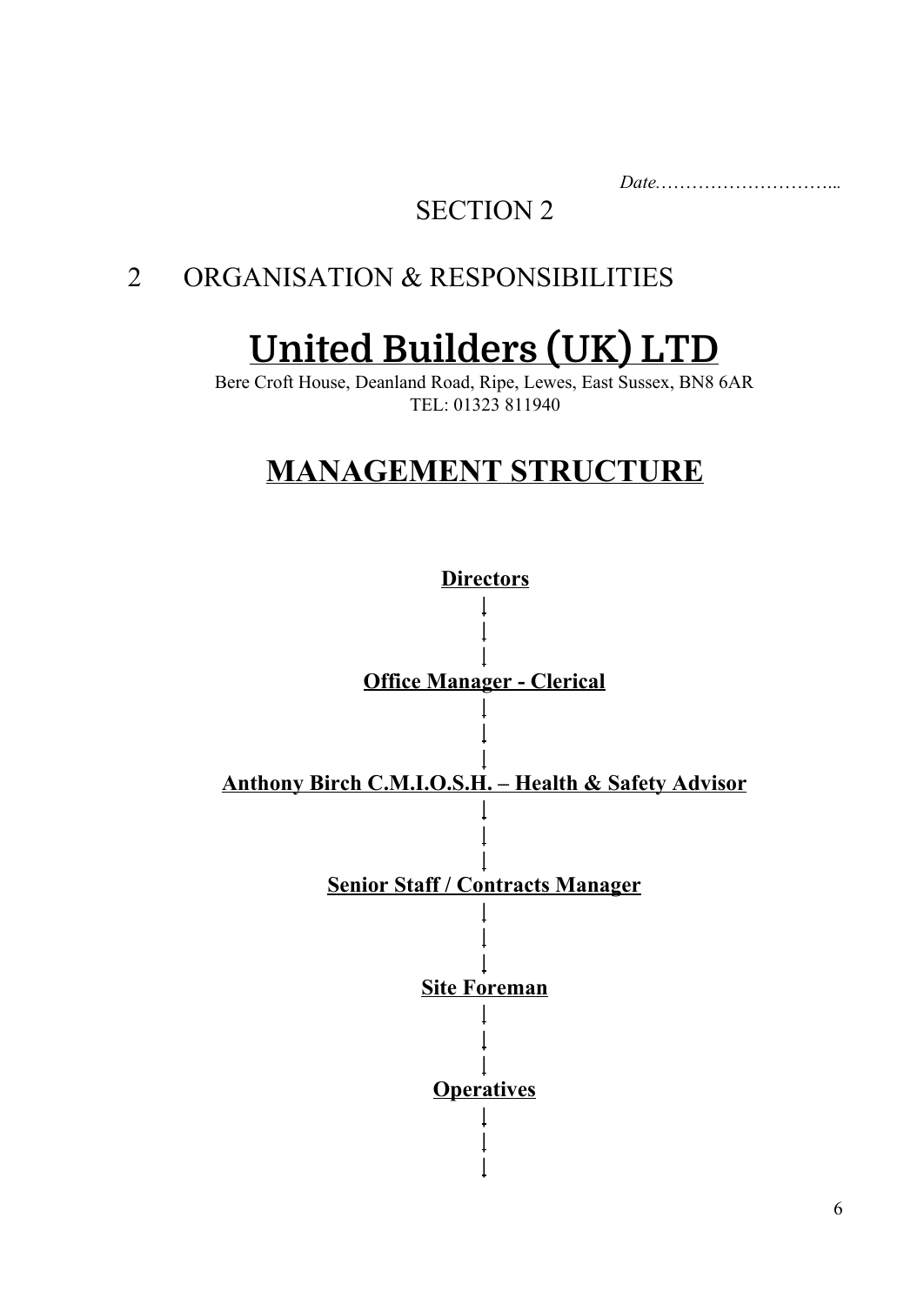*Date…………………………..*

SECTION 2

## 2 ORGANISATION & RESPONSIBILITIES

# United Builders (UK) LTD

Bere Croft House, Deanland Road, Ripe, Lewes, East Sussex, BN8 6AR
TEL: 01323 811940

## MANAGEMENT STRUCTURE

**Directors**

|
|
|

**Office Manager - Clerical**

|
|
|

**Anthony Birch C.M.I.O.S.H. – Health & Safety Advisor**

|
|
|

**Senior Staff / Contracts Manager**

|
|
|

**Site Foreman**

|
|
|

**Operatives**

|
|
|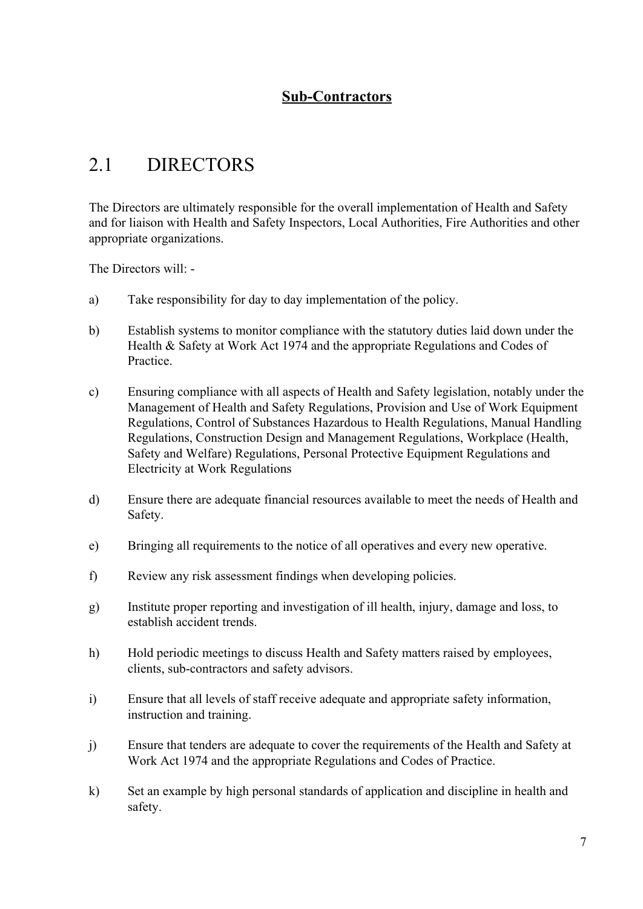**Sub-Contractors**

## 2.1 DIRECTORS

The Directors are ultimately responsible for the overall implementation of Health and Safety and for liaison with Health and Safety Inspectors, Local Authorities, Fire Authorities and other appropriate organizations.

The Directors will: -

a) Take responsibility for day to day implementation of the policy.

b) Establish systems to monitor compliance with the statutory duties laid down under the Health & Safety at Work Act 1974 and the appropriate Regulations and Codes of Practice.

c) Ensuring compliance with all aspects of Health and Safety legislation, notably under the Management of Health and Safety Regulations, Provision and Use of Work Equipment Regulations, Control of Substances Hazardous to Health Regulations, Manual Handling Regulations, Construction Design and Management Regulations, Workplace (Health, Safety and Welfare) Regulations, Personal Protective Equipment Regulations and Electricity at Work Regulations

d) Ensure there are adequate financial resources available to meet the needs of Health and Safety.

e) Bringing all requirements to the notice of all operatives and every new operative.

f) Review any risk assessment findings when developing policies.

g) Institute proper reporting and investigation of ill health, injury, damage and loss, to establish accident trends.

h) Hold periodic meetings to discuss Health and Safety matters raised by employees, clients, sub-contractors and safety advisors.

i) Ensure that all levels of staff receive adequate and appropriate safety information, instruction and training.

j) Ensure that tenders are adequate to cover the requirements of the Health and Safety at Work Act 1974 and the appropriate Regulations and Codes of Practice.

k) Set an example by high personal standards of application and discipline in health and safety.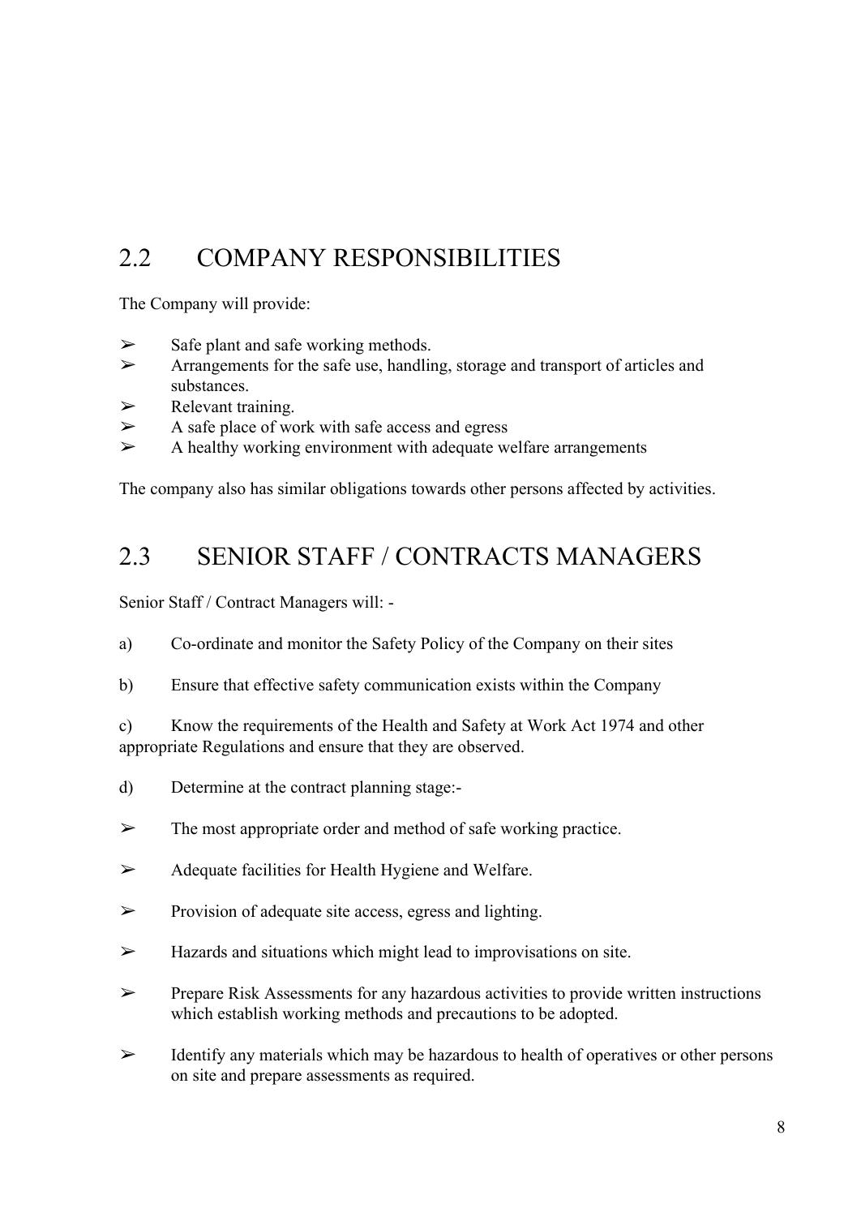## 2.2 COMPANY RESPONSIBILITIES

The Company will provide:

- Safe plant and safe working methods.
- Arrangements for the safe use, handling, storage and transport of articles and substances.
- Relevant training.
- A safe place of work with safe access and egress
- A healthy working environment with adequate welfare arrangements

The company also has similar obligations towards other persons affected by activities.

## 2.3 SENIOR STAFF / CONTRACTS MANAGERS

Senior Staff / Contract Managers will: -

a) Co-ordinate and monitor the Safety Policy of the Company on their sites

b) Ensure that effective safety communication exists within the Company

c) Know the requirements of the Health and Safety at Work Act 1974 and other appropriate Regulations and ensure that they are observed.

d) Determine at the contract planning stage:-

- The most appropriate order and method of safe working practice.
- Adequate facilities for Health Hygiene and Welfare.
- Provision of adequate site access, egress and lighting.
- Hazards and situations which might lead to improvisations on site.
- Prepare Risk Assessments for any hazardous activities to provide written instructions which establish working methods and precautions to be adopted.
- Identify any materials which may be hazardous to health of operatives or other persons on site and prepare assessments as required.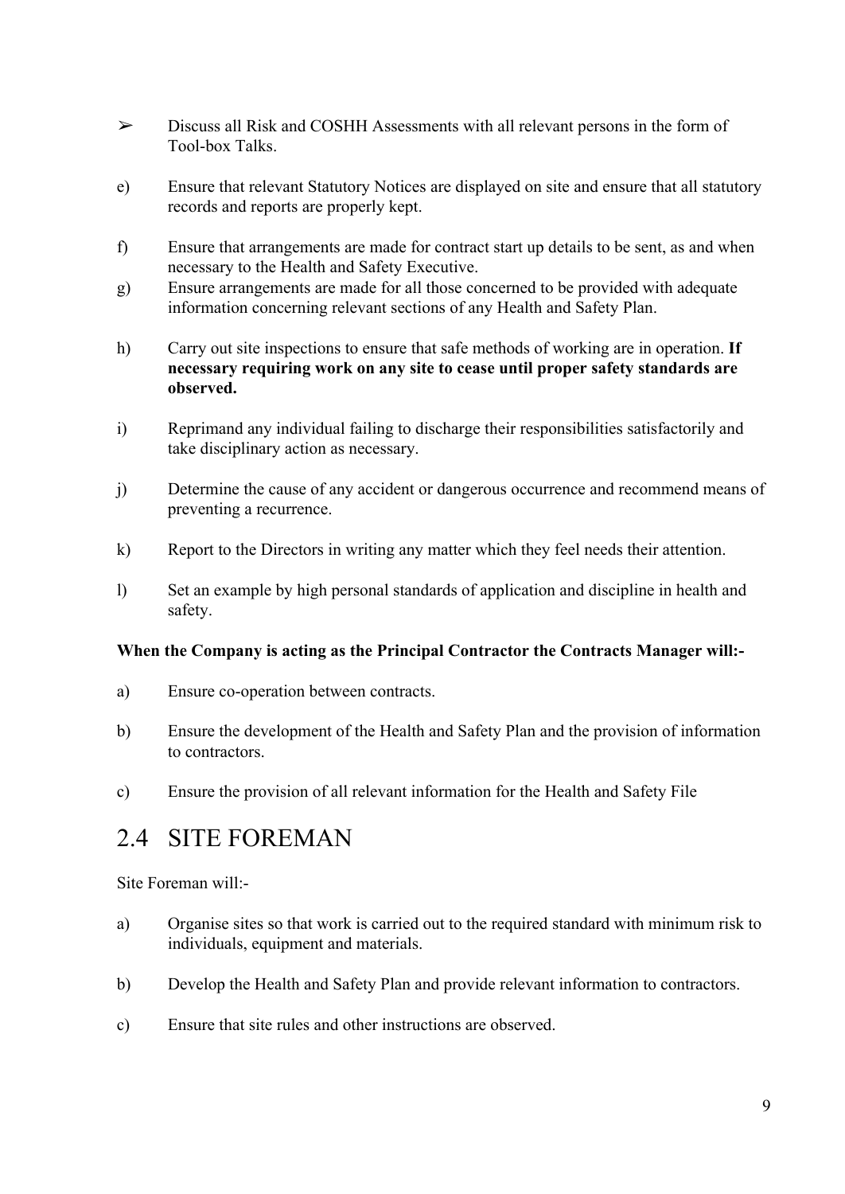- ➢ Discuss all Risk and COSHH Assessments with all relevant persons in the form of Tool-box Talks.

e) Ensure that relevant Statutory Notices are displayed on site and ensure that all statutory records and reports are properly kept.

f) Ensure that arrangements are made for contract start up details to be sent, as and when necessary to the Health and Safety Executive.

g) Ensure arrangements are made for all those concerned to be provided with adequate information concerning relevant sections of any Health and Safety Plan.

h) Carry out site inspections to ensure that safe methods of working are in operation. **If necessary requiring work on any site to cease until proper safety standards are observed.**

i) Reprimand any individual failing to discharge their responsibilities satisfactorily and take disciplinary action as necessary.

j) Determine the cause of any accident or dangerous occurrence and recommend means of preventing a recurrence.

k) Report to the Directors in writing any matter which they feel needs their attention.

l) Set an example by high personal standards of application and discipline in health and safety.

**When the Company is acting as the Principal Contractor the Contracts Manager will:-**

a) Ensure co-operation between contracts.

b) Ensure the development of the Health and Safety Plan and the provision of information to contractors.

c) Ensure the provision of all relevant information for the Health and Safety File

## 2.4 SITE FOREMAN

Site Foreman will:-

a) Organise sites so that work is carried out to the required standard with minimum risk to individuals, equipment and materials.

b) Develop the Health and Safety Plan and provide relevant information to contractors.

c) Ensure that site rules and other instructions are observed.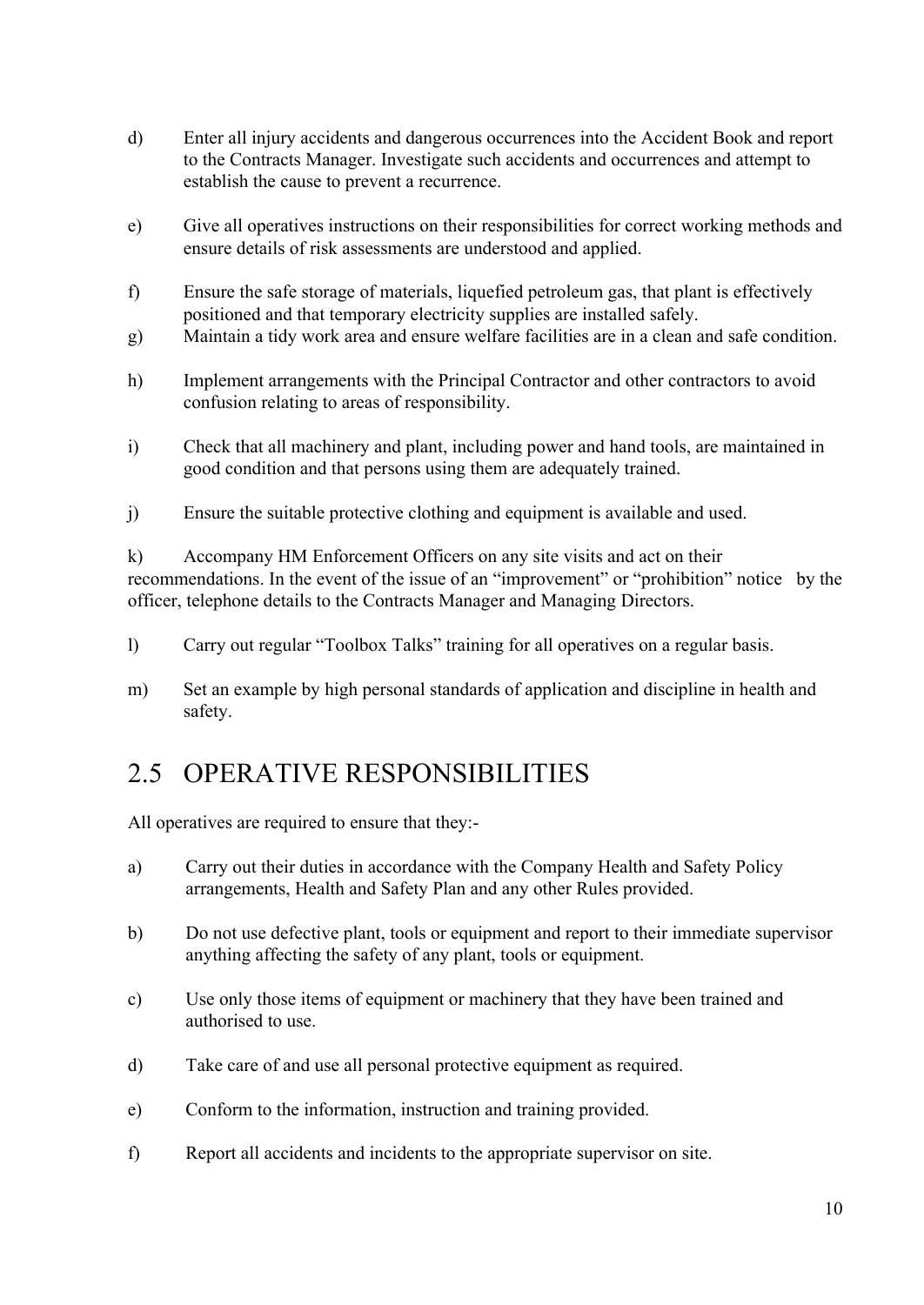d) Enter all injury accidents and dangerous occurrences into the Accident Book and report to the Contracts Manager. Investigate such accidents and occurrences and attempt to establish the cause to prevent a recurrence.

e) Give all operatives instructions on their responsibilities for correct working methods and ensure details of risk assessments are understood and applied.

f) Ensure the safe storage of materials, liquefied petroleum gas, that plant is effectively positioned and that temporary electricity supplies are installed safely.

g) Maintain a tidy work area and ensure welfare facilities are in a clean and safe condition.

h) Implement arrangements with the Principal Contractor and other contractors to avoid confusion relating to areas of responsibility.

i) Check that all machinery and plant, including power and hand tools, are maintained in good condition and that persons using them are adequately trained.

j) Ensure the suitable protective clothing and equipment is available and used.

k) Accompany HM Enforcement Officers on any site visits and act on their recommendations. In the event of the issue of an "improvement" or "prohibition" notice by the officer, telephone details to the Contracts Manager and Managing Directors.

l) Carry out regular "Toolbox Talks" training for all operatives on a regular basis.

m) Set an example by high personal standards of application and discipline in health and safety.

## 2.5 OPERATIVE RESPONSIBILITIES

All operatives are required to ensure that they:-

a) Carry out their duties in accordance with the Company Health and Safety Policy arrangements, Health and Safety Plan and any other Rules provided.

b) Do not use defective plant, tools or equipment and report to their immediate supervisor anything affecting the safety of any plant, tools or equipment.

c) Use only those items of equipment or machinery that they have been trained and authorised to use.

d) Take care of and use all personal protective equipment as required.

e) Conform to the information, instruction and training provided.

f) Report all accidents and incidents to the appropriate supervisor on site.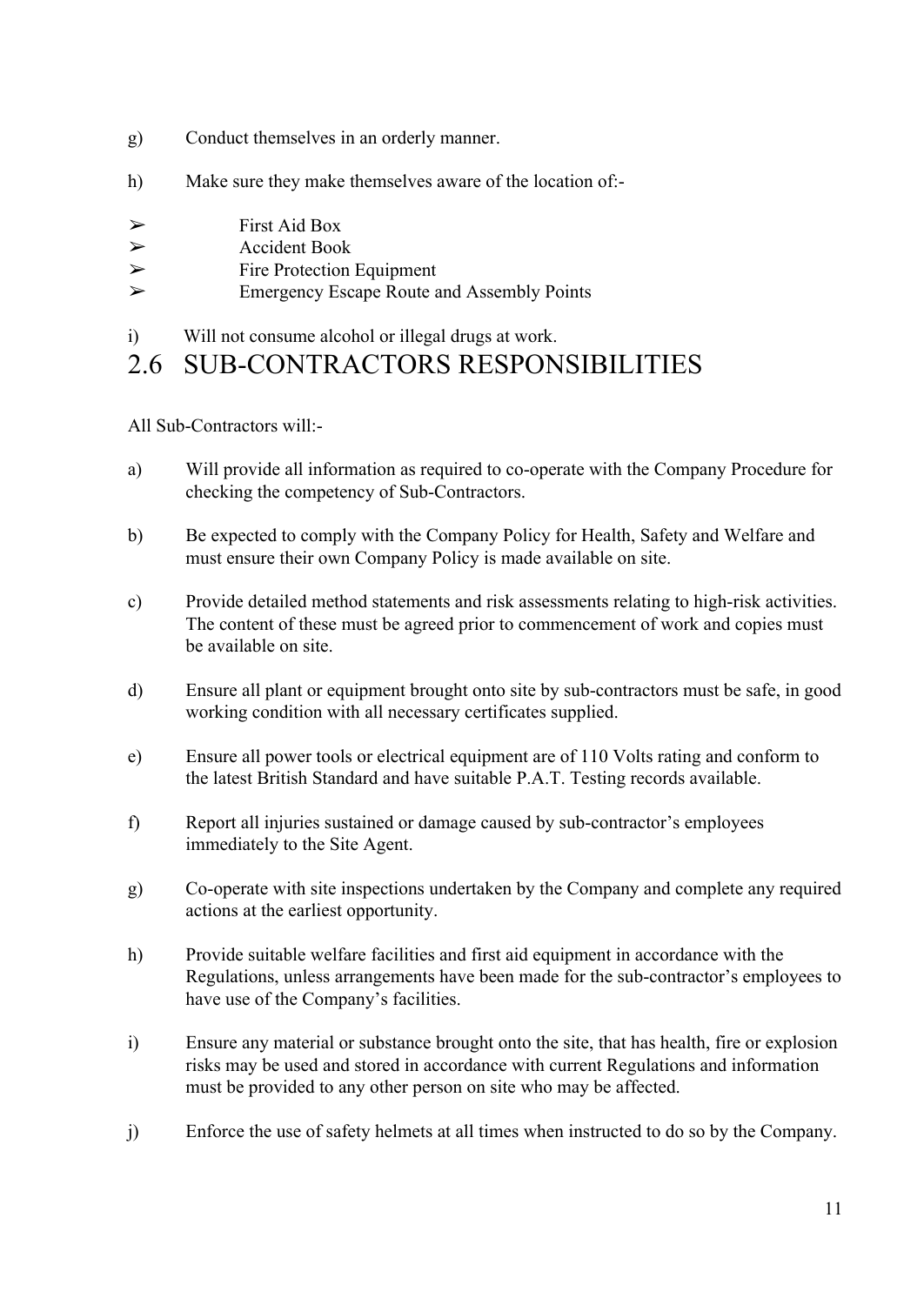g) Conduct themselves in an orderly manner.

h) Make sure they make themselves aware of the location of:-

- ➢ First Aid Box
- ➢ Accident Book
- ➢ Fire Protection Equipment
- ➢ Emergency Escape Route and Assembly Points

i) Will not consume alcohol or illegal drugs at work.

## 2.6 SUB-CONTRACTORS RESPONSIBILITIES

All Sub-Contractors will:-

a) Will provide all information as required to co-operate with the Company Procedure for checking the competency of Sub-Contractors.

b) Be expected to comply with the Company Policy for Health, Safety and Welfare and must ensure their own Company Policy is made available on site.

c) Provide detailed method statements and risk assessments relating to high-risk activities. The content of these must be agreed prior to commencement of work and copies must be available on site.

d) Ensure all plant or equipment brought onto site by sub-contractors must be safe, in good working condition with all necessary certificates supplied.

e) Ensure all power tools or electrical equipment are of 110 Volts rating and conform to the latest British Standard and have suitable P.A.T. Testing records available.

f) Report all injuries sustained or damage caused by sub-contractor's employees immediately to the Site Agent.

g) Co-operate with site inspections undertaken by the Company and complete any required actions at the earliest opportunity.

h) Provide suitable welfare facilities and first aid equipment in accordance with the Regulations, unless arrangements have been made for the sub-contractor's employees to have use of the Company's facilities.

i) Ensure any material or substance brought onto the site, that has health, fire or explosion risks may be used and stored in accordance with current Regulations and information must be provided to any other person on site who may be affected.

j) Enforce the use of safety helmets at all times when instructed to do so by the Company.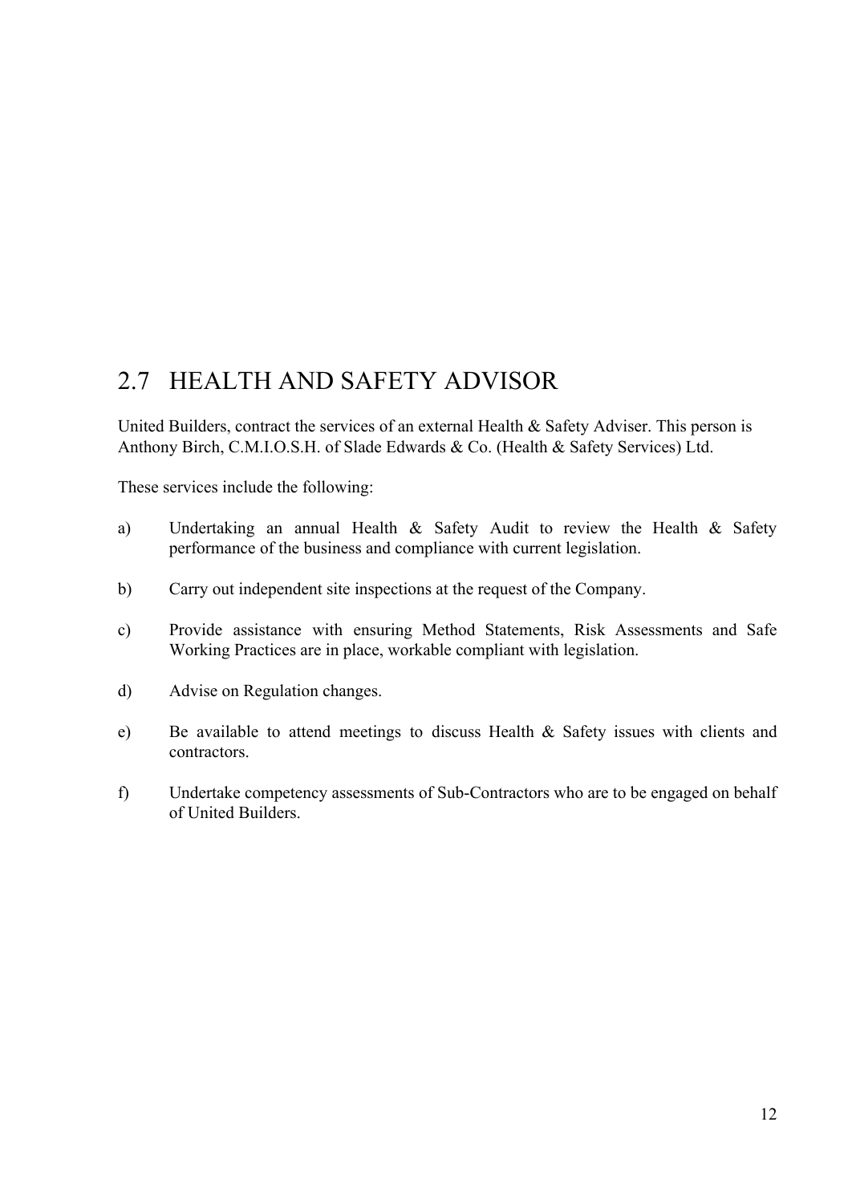## 2.7 HEALTH AND SAFETY ADVISOR

United Builders, contract the services of an external Health & Safety Adviser. This person is Anthony Birch, C.M.I.O.S.H. of Slade Edwards & Co. (Health & Safety Services) Ltd.

These services include the following:

a) Undertaking an annual Health & Safety Audit to review the Health & Safety performance of the business and compliance with current legislation.

b) Carry out independent site inspections at the request of the Company.

c) Provide assistance with ensuring Method Statements, Risk Assessments and Safe Working Practices are in place, workable compliant with legislation.

d) Advise on Regulation changes.

e) Be available to attend meetings to discuss Health & Safety issues with clients and contractors.

f) Undertake competency assessments of Sub-Contractors who are to be engaged on behalf of United Builders.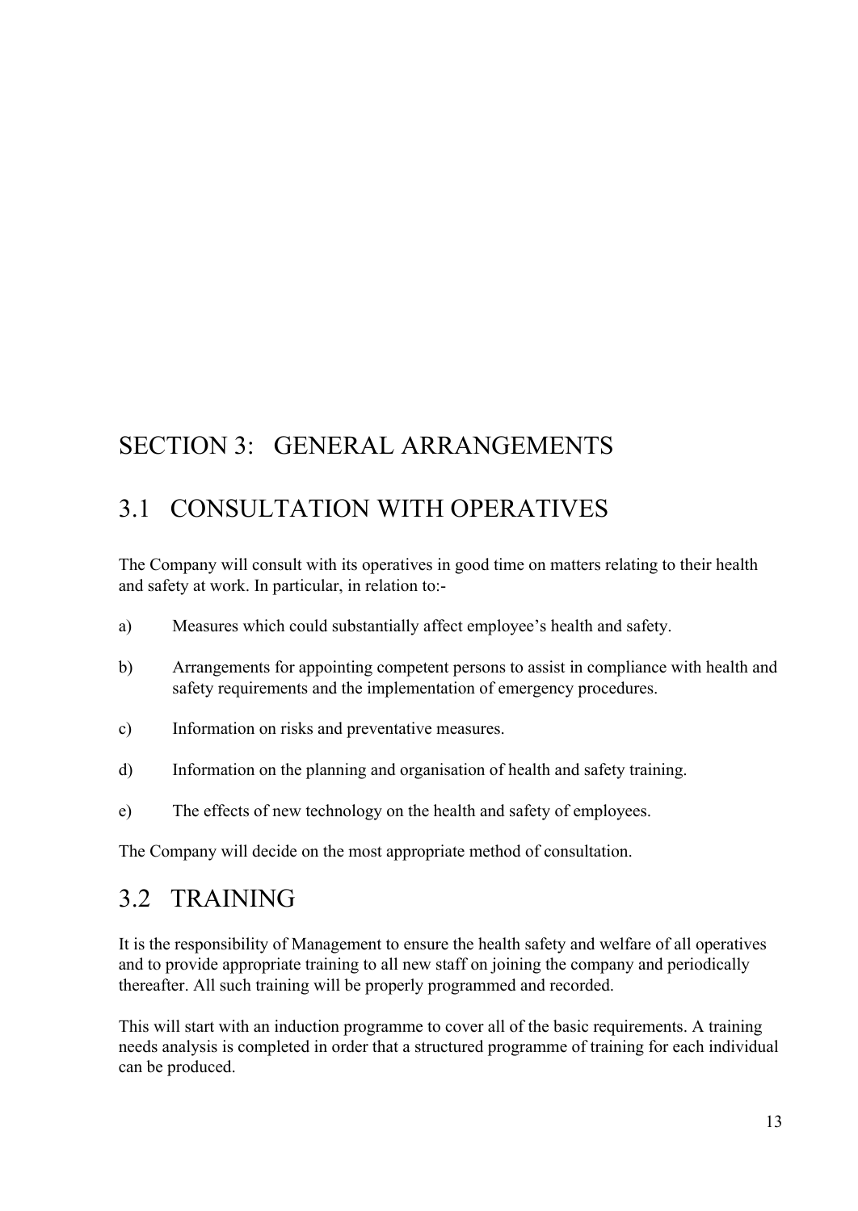# SECTION 3: GENERAL ARRANGEMENTS

## 3.1 CONSULTATION WITH OPERATIVES

The Company will consult with its operatives in good time on matters relating to their health and safety at work. In particular, in relation to:-

a) Measures which could substantially affect employee's health and safety.

b) Arrangements for appointing competent persons to assist in compliance with health and safety requirements and the implementation of emergency procedures.

c) Information on risks and preventative measures.

d) Information on the planning and organisation of health and safety training.

e) The effects of new technology on the health and safety of employees.

The Company will decide on the most appropriate method of consultation.

## 3.2 TRAINING

It is the responsibility of Management to ensure the health safety and welfare of all operatives and to provide appropriate training to all new staff on joining the company and periodically thereafter. All such training will be properly programmed and recorded.

This will start with an induction programme to cover all of the basic requirements. A training needs analysis is completed in order that a structured programme of training for each individual can be produced.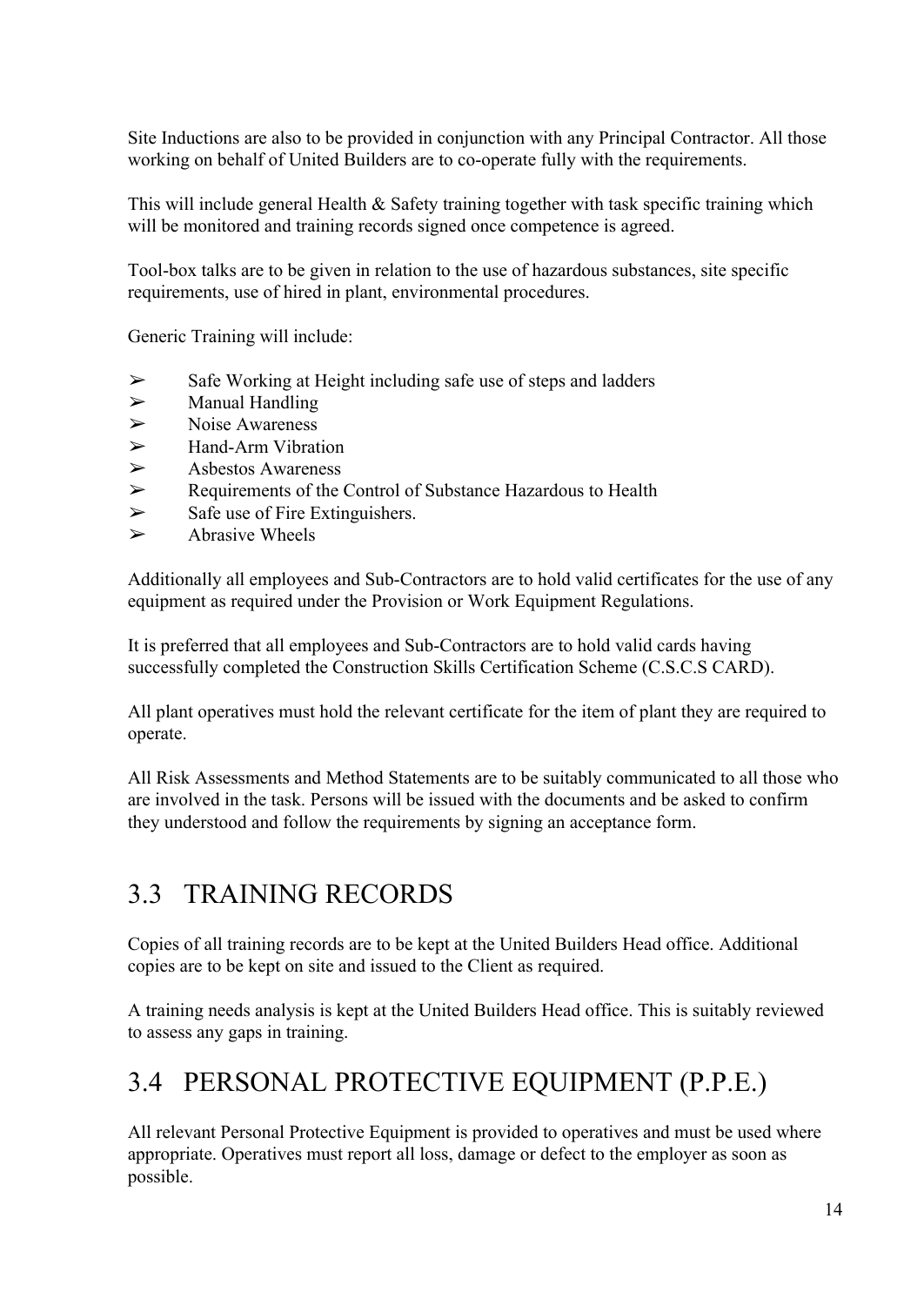Site Inductions are also to be provided in conjunction with any Principal Contractor. All those working on behalf of United Builders are to co-operate fully with the requirements.

This will include general Health & Safety training together with task specific training which will be monitored and training records signed once competence is agreed.

Tool-box talks are to be given in relation to the use of hazardous substances, site specific requirements, use of hired in plant, environmental procedures.

Generic Training will include:

- ➢ Safe Working at Height including safe use of steps and ladders
- ➢ Manual Handling
- ➢ Noise Awareness
- ➢ Hand-Arm Vibration
- ➢ Asbestos Awareness
- ➢ Requirements of the Control of Substance Hazardous to Health
- ➢ Safe use of Fire Extinguishers.
- ➢ Abrasive Wheels

Additionally all employees and Sub-Contractors are to hold valid certificates for the use of any equipment as required under the Provision or Work Equipment Regulations.

It is preferred that all employees and Sub-Contractors are to hold valid cards having successfully completed the Construction Skills Certification Scheme (C.S.C.S CARD).

All plant operatives must hold the relevant certificate for the item of plant they are required to operate.

All Risk Assessments and Method Statements are to be suitably communicated to all those who are involved in the task. Persons will be issued with the documents and be asked to confirm they understood and follow the requirements by signing an acceptance form.

## 3.3 TRAINING RECORDS

Copies of all training records are to be kept at the United Builders Head office. Additional copies are to be kept on site and issued to the Client as required.

A training needs analysis is kept at the United Builders Head office. This is suitably reviewed to assess any gaps in training.

## 3.4 PERSONAL PROTECTIVE EQUIPMENT (P.P.E.)

All relevant Personal Protective Equipment is provided to operatives and must be used where appropriate. Operatives must report all loss, damage or defect to the employer as soon as possible.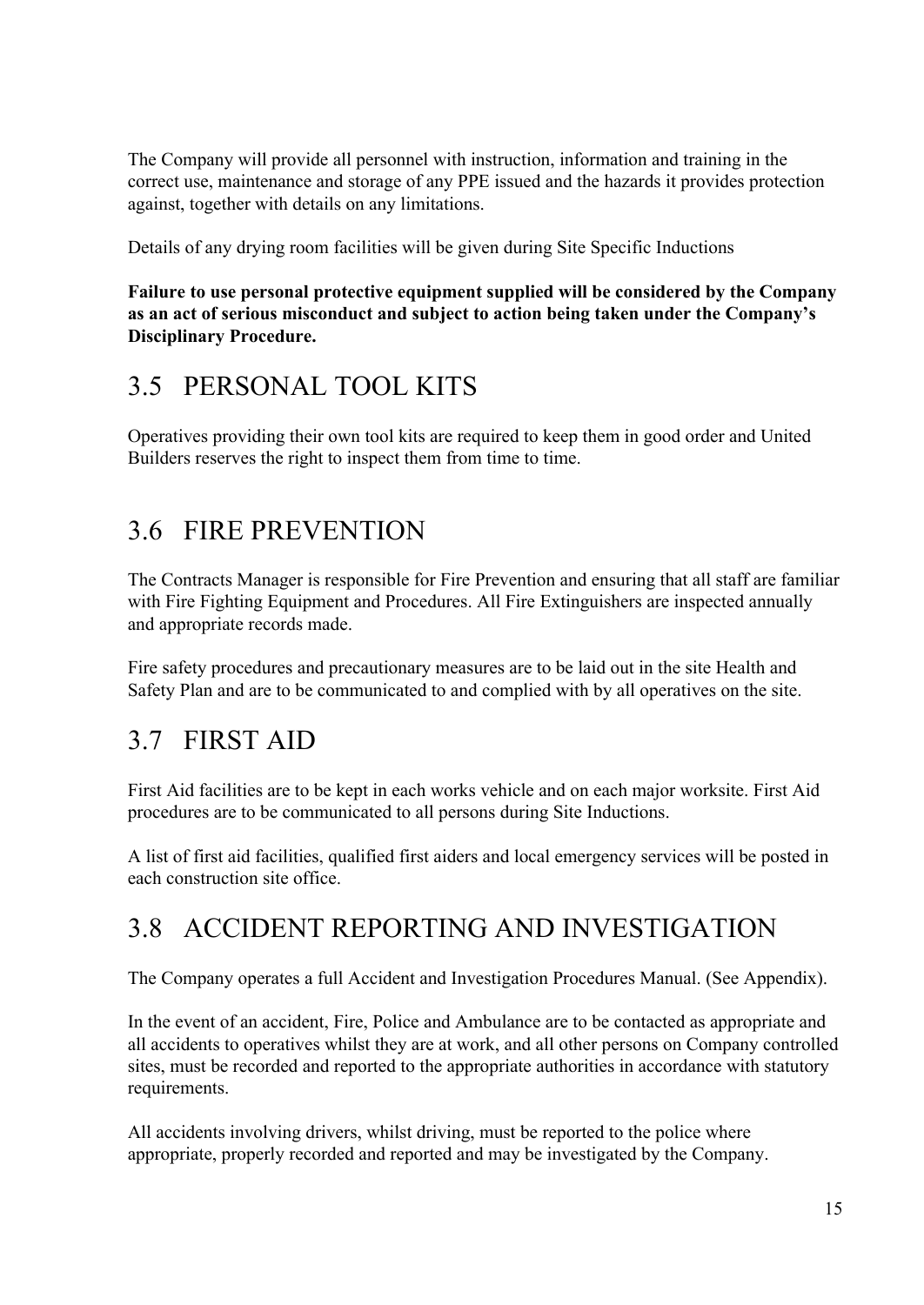The Company will provide all personnel with instruction, information and training in the correct use, maintenance and storage of any PPE issued and the hazards it provides protection against, together with details on any limitations.

Details of any drying room facilities will be given during Site Specific Inductions

**Failure to use personal protective equipment supplied will be considered by the Company as an act of serious misconduct and subject to action being taken under the Company's Disciplinary Procedure.**

## 3.5 PERSONAL TOOL KITS

Operatives providing their own tool kits are required to keep them in good order and United Builders reserves the right to inspect them from time to time.

## 3.6 FIRE PREVENTION

The Contracts Manager is responsible for Fire Prevention and ensuring that all staff are familiar with Fire Fighting Equipment and Procedures. All Fire Extinguishers are inspected annually and appropriate records made.

Fire safety procedures and precautionary measures are to be laid out in the site Health and Safety Plan and are to be communicated to and complied with by all operatives on the site.

## 3.7 FIRST AID

First Aid facilities are to be kept in each works vehicle and on each major worksite. First Aid procedures are to be communicated to all persons during Site Inductions.

A list of first aid facilities, qualified first aiders and local emergency services will be posted in each construction site office.

## 3.8 ACCIDENT REPORTING AND INVESTIGATION

The Company operates a full Accident and Investigation Procedures Manual. (See Appendix).

In the event of an accident, Fire, Police and Ambulance are to be contacted as appropriate and all accidents to operatives whilst they are at work, and all other persons on Company controlled sites, must be recorded and reported to the appropriate authorities in accordance with statutory requirements.

All accidents involving drivers, whilst driving, must be reported to the police where appropriate, properly recorded and reported and may be investigated by the Company.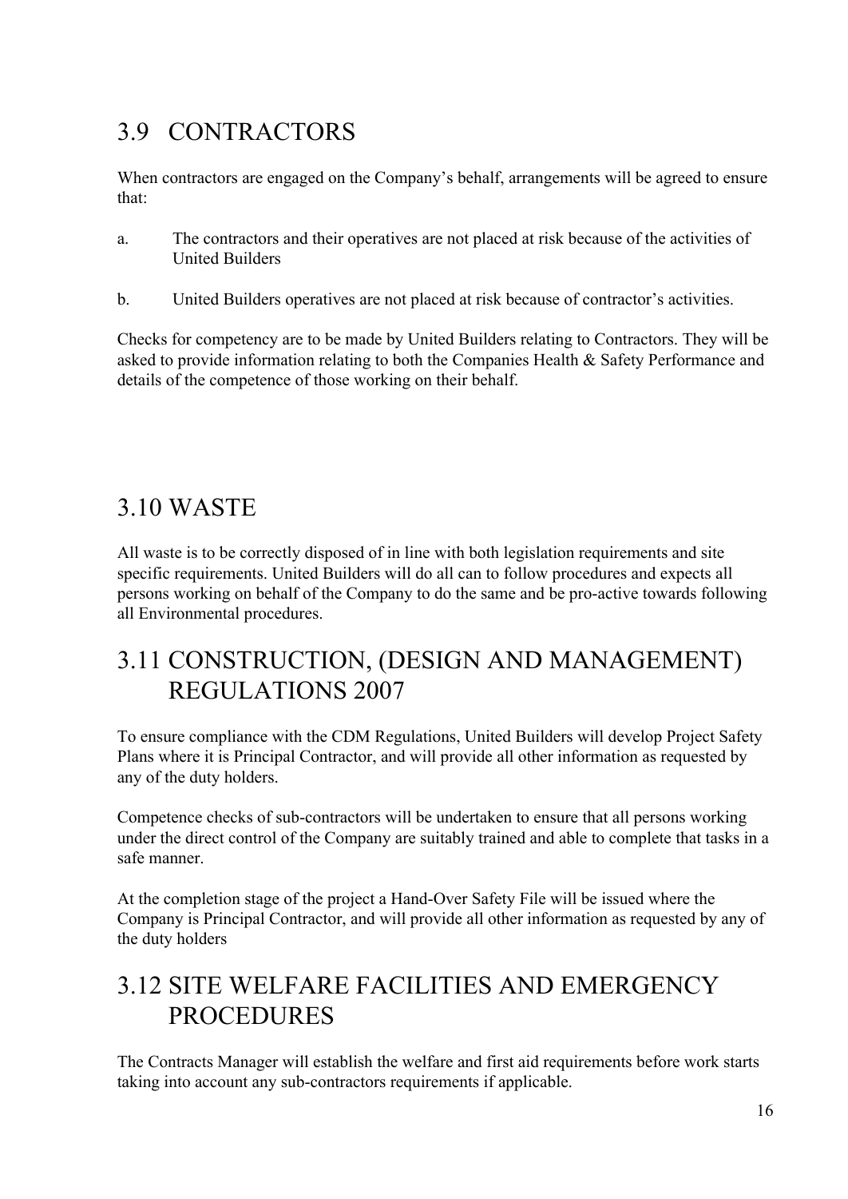## 3.9 CONTRACTORS

When contractors are engaged on the Company's behalf, arrangements will be agreed to ensure that:

a. The contractors and their operatives are not placed at risk because of the activities of United Builders

b. United Builders operatives are not placed at risk because of contractor's activities.

Checks for competency are to be made by United Builders relating to Contractors. They will be asked to provide information relating to both the Companies Health & Safety Performance and details of the competence of those working on their behalf.

## 3.10 WASTE

All waste is to be correctly disposed of in line with both legislation requirements and site specific requirements. United Builders will do all can to follow procedures and expects all persons working on behalf of the Company to do the same and be pro-active towards following all Environmental procedures.

## 3.11 CONSTRUCTION, (DESIGN AND MANAGEMENT) REGULATIONS 2007

To ensure compliance with the CDM Regulations, United Builders will develop Project Safety Plans where it is Principal Contractor, and will provide all other information as requested by any of the duty holders.

Competence checks of sub-contractors will be undertaken to ensure that all persons working under the direct control of the Company are suitably trained and able to complete that tasks in a safe manner.

At the completion stage of the project a Hand-Over Safety File will be issued where the Company is Principal Contractor, and will provide all other information as requested by any of the duty holders

## 3.12 SITE WELFARE FACILITIES AND EMERGENCY PROCEDURES

The Contracts Manager will establish the welfare and first aid requirements before work starts taking into account any sub-contractors requirements if applicable.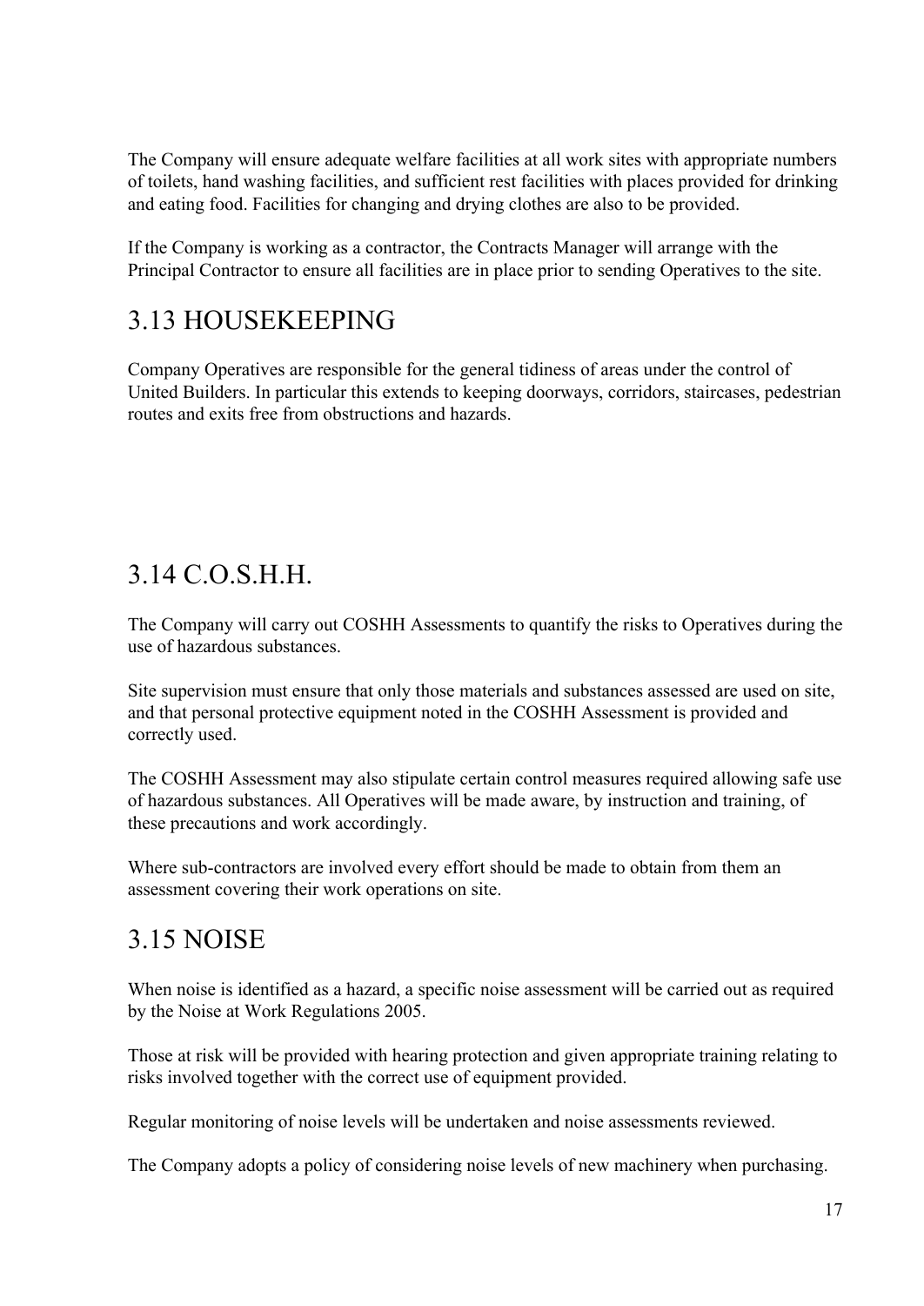The Company will ensure adequate welfare facilities at all work sites with appropriate numbers of toilets, hand washing facilities, and sufficient rest facilities with places provided for drinking and eating food. Facilities for changing and drying clothes are also to be provided.

If the Company is working as a contractor, the Contracts Manager will arrange with the Principal Contractor to ensure all facilities are in place prior to sending Operatives to the site.

## 3.13 HOUSEKEEPING

Company Operatives are responsible for the general tidiness of areas under the control of United Builders. In particular this extends to keeping doorways, corridors, staircases, pedestrian routes and exits free from obstructions and hazards.

## 3.14 C.O.S.H.H.

The Company will carry out COSHH Assessments to quantify the risks to Operatives during the use of hazardous substances.

Site supervision must ensure that only those materials and substances assessed are used on site, and that personal protective equipment noted in the COSHH Assessment is provided and correctly used.

The COSHH Assessment may also stipulate certain control measures required allowing safe use of hazardous substances. All Operatives will be made aware, by instruction and training, of these precautions and work accordingly.

Where sub-contractors are involved every effort should be made to obtain from them an assessment covering their work operations on site.

## 3.15 NOISE

When noise is identified as a hazard, a specific noise assessment will be carried out as required by the Noise at Work Regulations 2005.

Those at risk will be provided with hearing protection and given appropriate training relating to risks involved together with the correct use of equipment provided.

Regular monitoring of noise levels will be undertaken and noise assessments reviewed.

The Company adopts a policy of considering noise levels of new machinery when purchasing.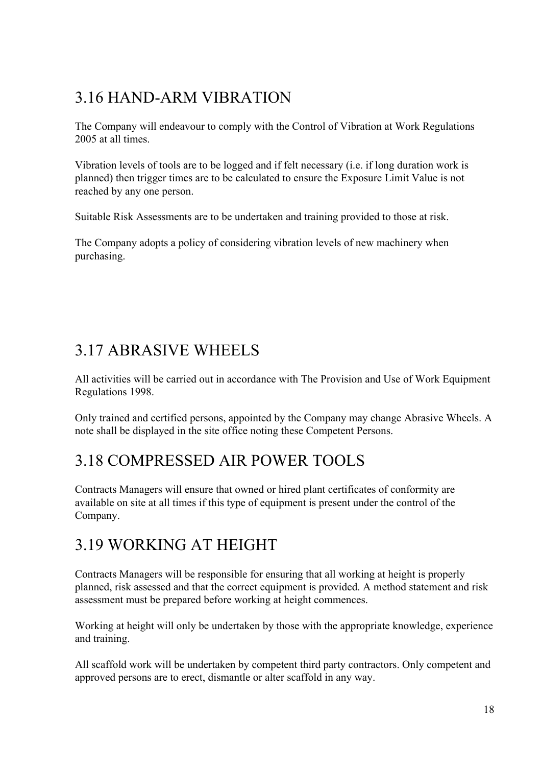## 3.16 HAND-ARM VIBRATION

The Company will endeavour to comply with the Control of Vibration at Work Regulations 2005 at all times.

Vibration levels of tools are to be logged and if felt necessary (i.e. if long duration work is planned) then trigger times are to be calculated to ensure the Exposure Limit Value is not reached by any one person.

Suitable Risk Assessments are to be undertaken and training provided to those at risk.

The Company adopts a policy of considering vibration levels of new machinery when purchasing.

## 3.17 ABRASIVE WHEELS

All activities will be carried out in accordance with The Provision and Use of Work Equipment Regulations 1998.

Only trained and certified persons, appointed by the Company may change Abrasive Wheels. A note shall be displayed in the site office noting these Competent Persons.

## 3.18 COMPRESSED AIR POWER TOOLS

Contracts Managers will ensure that owned or hired plant certificates of conformity are available on site at all times if this type of equipment is present under the control of the Company.

## 3.19 WORKING AT HEIGHT

Contracts Managers will be responsible for ensuring that all working at height is properly planned, risk assessed and that the correct equipment is provided. A method statement and risk assessment must be prepared before working at height commences.

Working at height will only be undertaken by those with the appropriate knowledge, experience and training.

All scaffold work will be undertaken by competent third party contractors. Only competent and approved persons are to erect, dismantle or alter scaffold in any way.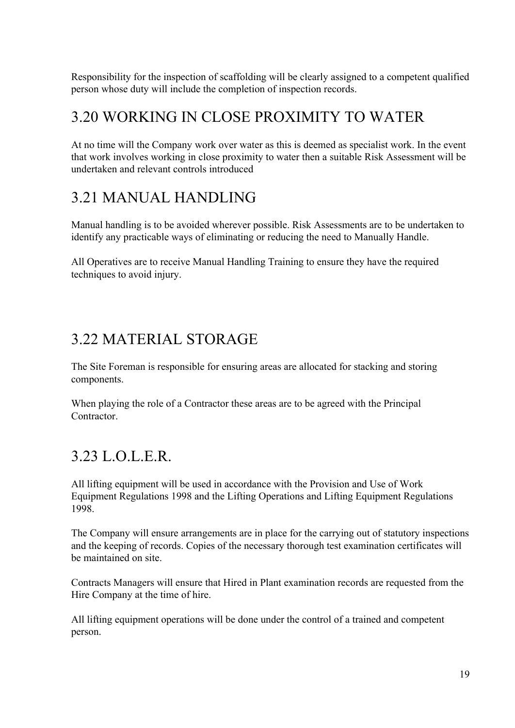Responsibility for the inspection of scaffolding will be clearly assigned to a competent qualified person whose duty will include the completion of inspection records.

## 3.20 WORKING IN CLOSE PROXIMITY TO WATER

At no time will the Company work over water as this is deemed as specialist work. In the event that work involves working in close proximity to water then a suitable Risk Assessment will be undertaken and relevant controls introduced

## 3.21 MANUAL HANDLING

Manual handling is to be avoided wherever possible. Risk Assessments are to be undertaken to identify any practicable ways of eliminating or reducing the need to Manually Handle.

All Operatives are to receive Manual Handling Training to ensure they have the required techniques to avoid injury.

## 3.22 MATERIAL STORAGE

The Site Foreman is responsible for ensuring areas are allocated for stacking and storing components.

When playing the role of a Contractor these areas are to be agreed with the Principal Contractor.

## 3.23 L.O.L.E.R.

All lifting equipment will be used in accordance with the Provision and Use of Work Equipment Regulations 1998 and the Lifting Operations and Lifting Equipment Regulations 1998.

The Company will ensure arrangements are in place for the carrying out of statutory inspections and the keeping of records. Copies of the necessary thorough test examination certificates will be maintained on site.

Contracts Managers will ensure that Hired in Plant examination records are requested from the Hire Company at the time of hire.

All lifting equipment operations will be done under the control of a trained and competent person.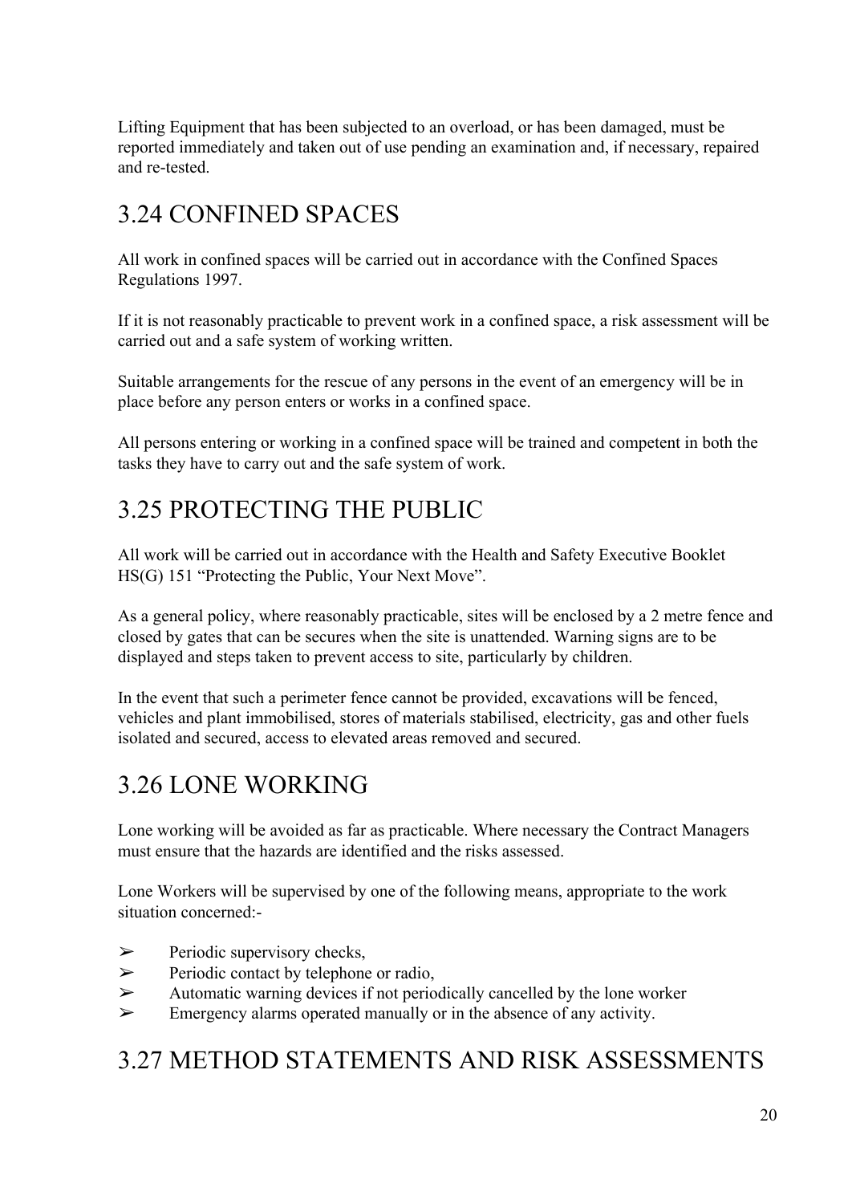Lifting Equipment that has been subjected to an overload, or has been damaged, must be reported immediately and taken out of use pending an examination and, if necessary, repaired and re-tested.

## 3.24 CONFINED SPACES

All work in confined spaces will be carried out in accordance with the Confined Spaces Regulations 1997.

If it is not reasonably practicable to prevent work in a confined space, a risk assessment will be carried out and a safe system of working written.

Suitable arrangements for the rescue of any persons in the event of an emergency will be in place before any person enters or works in a confined space.

All persons entering or working in a confined space will be trained and competent in both the tasks they have to carry out and the safe system of work.

## 3.25 PROTECTING THE PUBLIC

All work will be carried out in accordance with the Health and Safety Executive Booklet HS(G) 151 "Protecting the Public, Your Next Move".

As a general policy, where reasonably practicable, sites will be enclosed by a 2 metre fence and closed by gates that can be secures when the site is unattended. Warning signs are to be displayed and steps taken to prevent access to site, particularly by children.

In the event that such a perimeter fence cannot be provided, excavations will be fenced, vehicles and plant immobilised, stores of materials stabilised, electricity, gas and other fuels isolated and secured, access to elevated areas removed and secured.

## 3.26 LONE WORKING

Lone working will be avoided as far as practicable. Where necessary the Contract Managers must ensure that the hazards are identified and the risks assessed.

Lone Workers will be supervised by one of the following means, appropriate to the work situation concerned:-

- Periodic supervisory checks,
- Periodic contact by telephone or radio,
- Automatic warning devices if not periodically cancelled by the lone worker
- Emergency alarms operated manually or in the absence of any activity.

## 3.27 METHOD STATEMENTS AND RISK ASSESSMENTS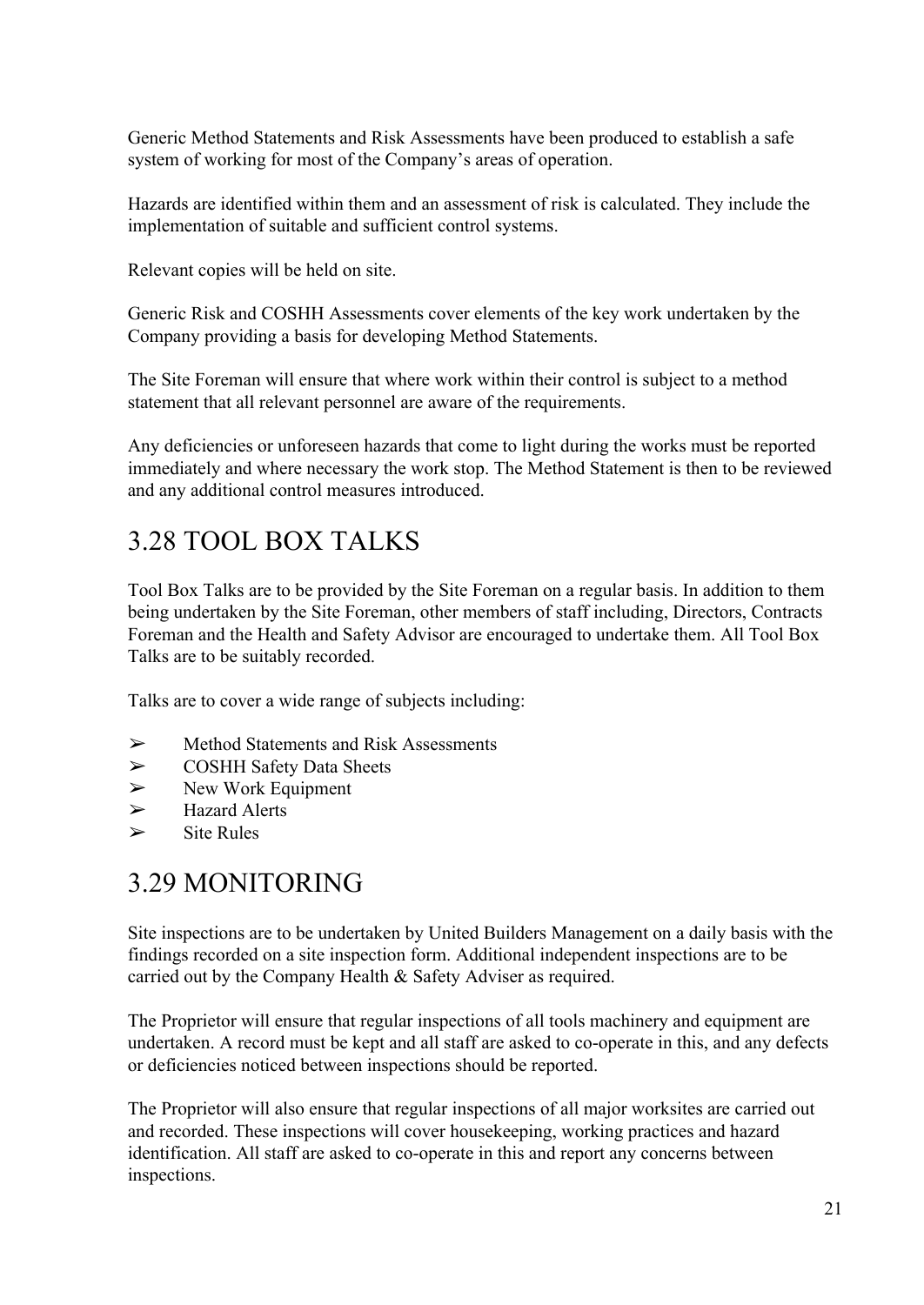Generic Method Statements and Risk Assessments have been produced to establish a safe system of working for most of the Company's areas of operation.

Hazards are identified within them and an assessment of risk is calculated. They include the implementation of suitable and sufficient control systems.

Relevant copies will be held on site.

Generic Risk and COSHH Assessments cover elements of the key work undertaken by the Company providing a basis for developing Method Statements.

The Site Foreman will ensure that where work within their control is subject to a method statement that all relevant personnel are aware of the requirements.

Any deficiencies or unforeseen hazards that come to light during the works must be reported immediately and where necessary the work stop. The Method Statement is then to be reviewed and any additional control measures introduced.

## 3.28 TOOL BOX TALKS

Tool Box Talks are to be provided by the Site Foreman on a regular basis. In addition to them being undertaken by the Site Foreman, other members of staff including, Directors, Contracts Foreman and the Health and Safety Advisor are encouraged to undertake them. All Tool Box Talks are to be suitably recorded.

Talks are to cover a wide range of subjects including:

- Method Statements and Risk Assessments
- COSHH Safety Data Sheets
- New Work Equipment
- Hazard Alerts
- Site Rules

## 3.29 MONITORING

Site inspections are to be undertaken by United Builders Management on a daily basis with the findings recorded on a site inspection form. Additional independent inspections are to be carried out by the Company Health & Safety Adviser as required.

The Proprietor will ensure that regular inspections of all tools machinery and equipment are undertaken. A record must be kept and all staff are asked to co-operate in this, and any defects or deficiencies noticed between inspections should be reported.

The Proprietor will also ensure that regular inspections of all major worksites are carried out and recorded. These inspections will cover housekeeping, working practices and hazard identification. All staff are asked to co-operate in this and report any concerns between inspections.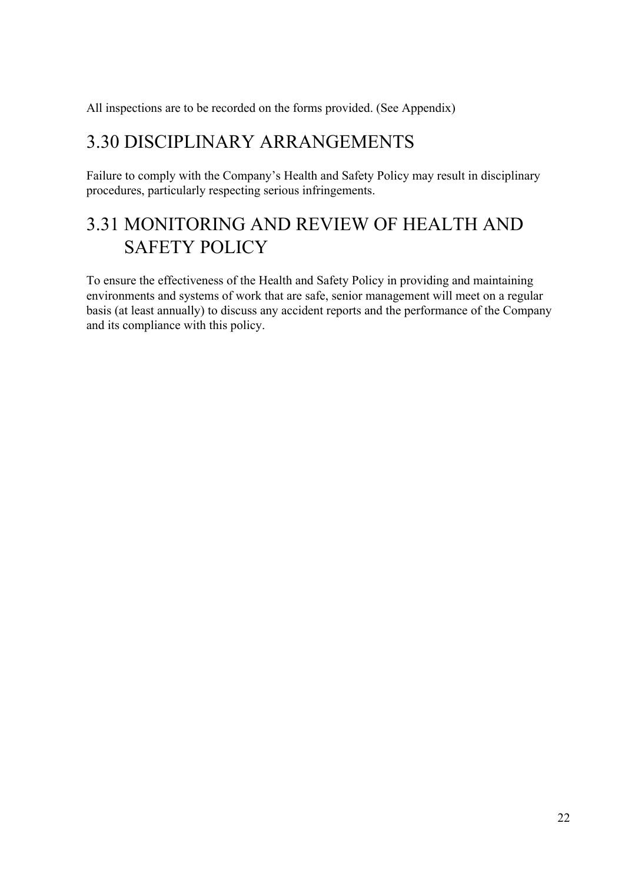All inspections are to be recorded on the forms provided. (See Appendix)

## 3.30 DISCIPLINARY ARRANGEMENTS

Failure to comply with the Company's Health and Safety Policy may result in disciplinary procedures, particularly respecting serious infringements.

## 3.31 MONITORING AND REVIEW OF HEALTH AND SAFETY POLICY

To ensure the effectiveness of the Health and Safety Policy in providing and maintaining environments and systems of work that are safe, senior management will meet on a regular basis (at least annually) to discuss any accident reports and the performance of the Company and its compliance with this policy.